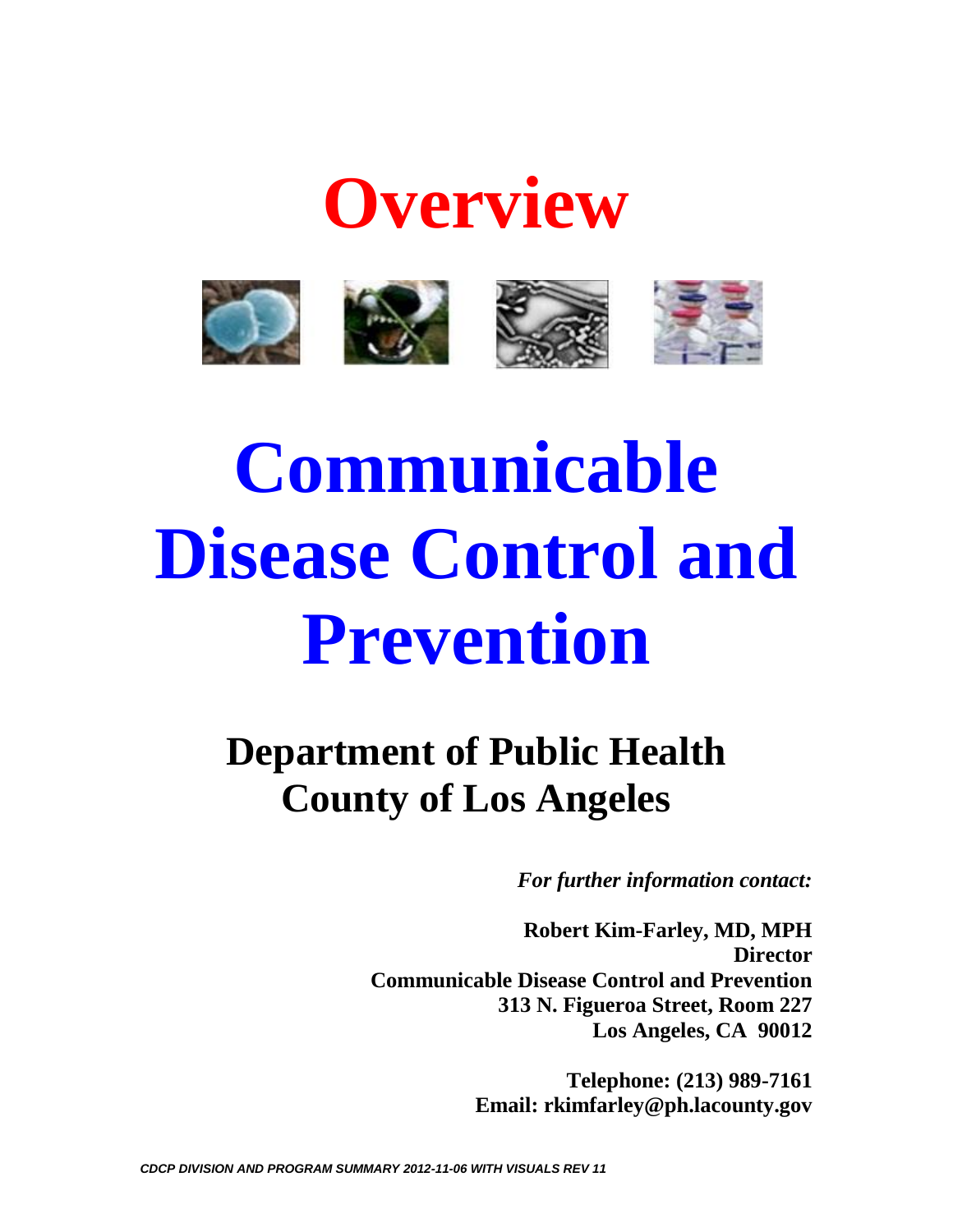# Overview

# Communicable Disease Control and Prevention

## Department of Public Health
## County of Los Angeles

*For further information contact:*

**Robert Kim-Farley, MD, MPH**
**Director**
**Communicable Disease Control and Prevention**
**313 N. Figueroa Street, Room 227**
**Los Angeles, CA 90012**

**Telephone: (213) 989-7161**
**Email: rkimfarley@ph.lacounty.gov**

*CDCP DIVISION AND PROGRAM SUMMARY 2012-11-06 WITH VISUALS REV 11*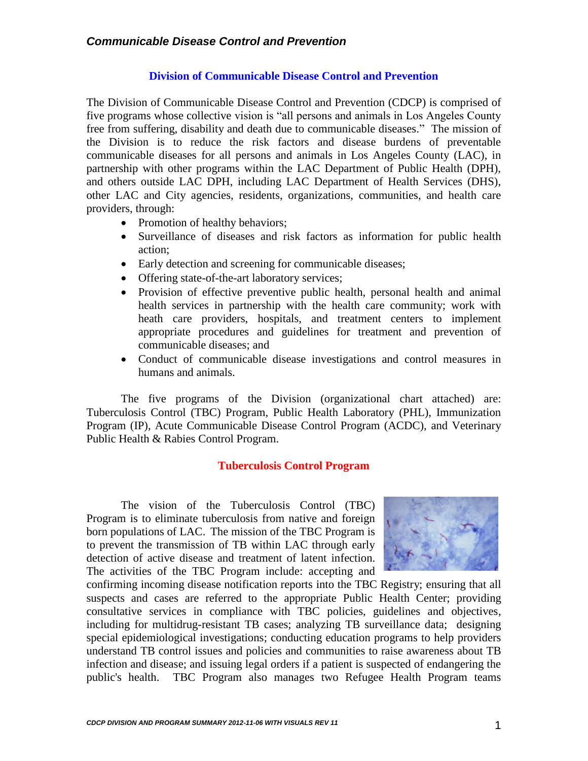## Division of Communicable Disease Control and Prevention

The Division of Communicable Disease Control and Prevention (CDCP) is comprised of five programs whose collective vision is "all persons and animals in Los Angeles County free from suffering, disability and death due to communicable diseases." The mission of the Division is to reduce the risk factors and disease burdens of preventable communicable diseases for all persons and animals in Los Angeles County (LAC), in partnership with other programs within the LAC Department of Public Health (DPH), and others outside LAC DPH, including LAC Department of Health Services (DHS), other LAC and City agencies, residents, organizations, communities, and health care providers, through:

- Promotion of healthy behaviors;
- Surveillance of diseases and risk factors as information for public health action;
- Early detection and screening for communicable diseases;
- Offering state-of-the-art laboratory services;
- Provision of effective preventive public health, personal health and animal health services in partnership with the health care community; work with heath care providers, hospitals, and treatment centers to implement appropriate procedures and guidelines for treatment and prevention of communicable diseases; and
- Conduct of communicable disease investigations and control measures in humans and animals.

The five programs of the Division (organizational chart attached) are: Tuberculosis Control (TBC) Program, Public Health Laboratory (PHL), Immunization Program (IP), Acute Communicable Disease Control Program (ACDC), and Veterinary Public Health & Rabies Control Program.

## Tuberculosis Control Program

The vision of the Tuberculosis Control (TBC) Program is to eliminate tuberculosis from native and foreign born populations of LAC. The mission of the TBC Program is to prevent the transmission of TB within LAC through early detection of active disease and treatment of latent infection. The activities of the TBC Program include: accepting and confirming incoming disease notification reports into the TBC Registry; ensuring that all suspects and cases are referred to the appropriate Public Health Center; providing consultative services in compliance with TBC policies, guidelines and objectives, including for multidrug-resistant TB cases; analyzing TB surveillance data; designing special epidemiological investigations; conducting education programs to help providers understand TB control issues and policies and communities to raise awareness about TB infection and disease; and issuing legal orders if a patient is suspected of endangering the public's health. TBC Program also manages two Refugee Health Program teams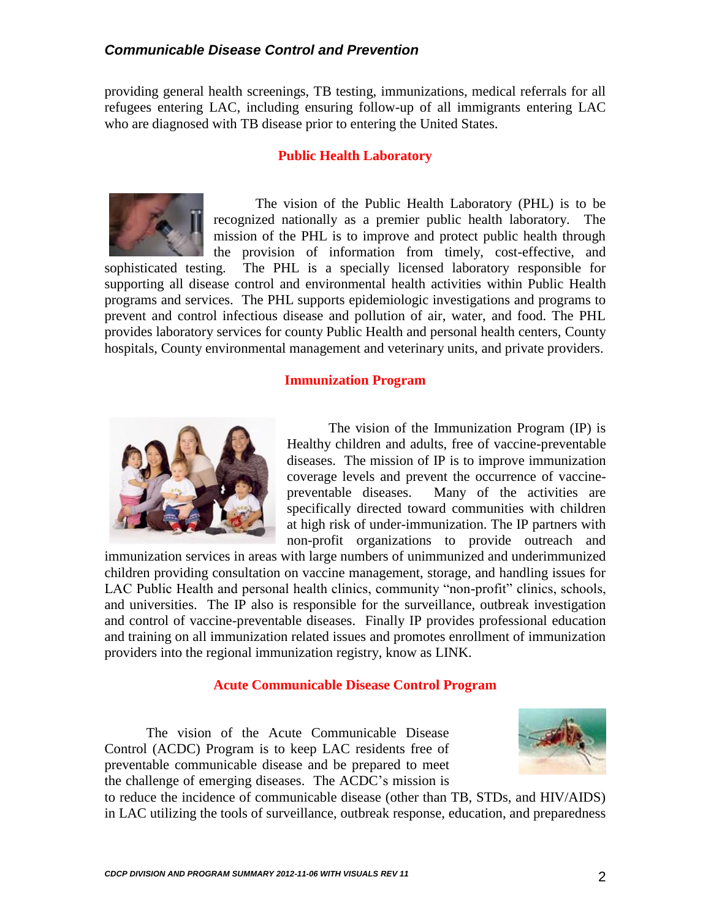providing general health screenings, TB testing, immunizations, medical referrals for all refugees entering LAC, including ensuring follow-up of all immigrants entering LAC who are diagnosed with TB disease prior to entering the United States.

## Public Health Laboratory

The vision of the Public Health Laboratory (PHL) is to be recognized nationally as a premier public health laboratory. The mission of the PHL is to improve and protect public health through the provision of information from timely, cost-effective, and sophisticated testing. The PHL is a specially licensed laboratory responsible for supporting all disease control and environmental health activities within Public Health programs and services. The PHL supports epidemiologic investigations and programs to prevent and control infectious disease and pollution of air, water, and food. The PHL provides laboratory services for county Public Health and personal health centers, County hospitals, County environmental management and veterinary units, and private providers.

## Immunization Program

The vision of the Immunization Program (IP) is Healthy children and adults, free of vaccine-preventable diseases. The mission of IP is to improve immunization coverage levels and prevent the occurrence of vaccine-preventable diseases. Many of the activities are specifically directed toward communities with children at high risk of under-immunization. The IP partners with non-profit organizations to provide outreach and immunization services in areas with large numbers of unimmunized and underimmunized children providing consultation on vaccine management, storage, and handling issues for LAC Public Health and personal health clinics, community "non-profit" clinics, schools, and universities. The IP also is responsible for the surveillance, outbreak investigation and control of vaccine-preventable diseases. Finally IP provides professional education and training on all immunization related issues and promotes enrollment of immunization providers into the regional immunization registry, know as LINK.

## Acute Communicable Disease Control Program

The vision of the Acute Communicable Disease Control (ACDC) Program is to keep LAC residents free of preventable communicable disease and be prepared to meet the challenge of emerging diseases. The ACDC's mission is to reduce the incidence of communicable disease (other than TB, STDs, and HIV/AIDS) in LAC utilizing the tools of surveillance, outbreak response, education, and preparedness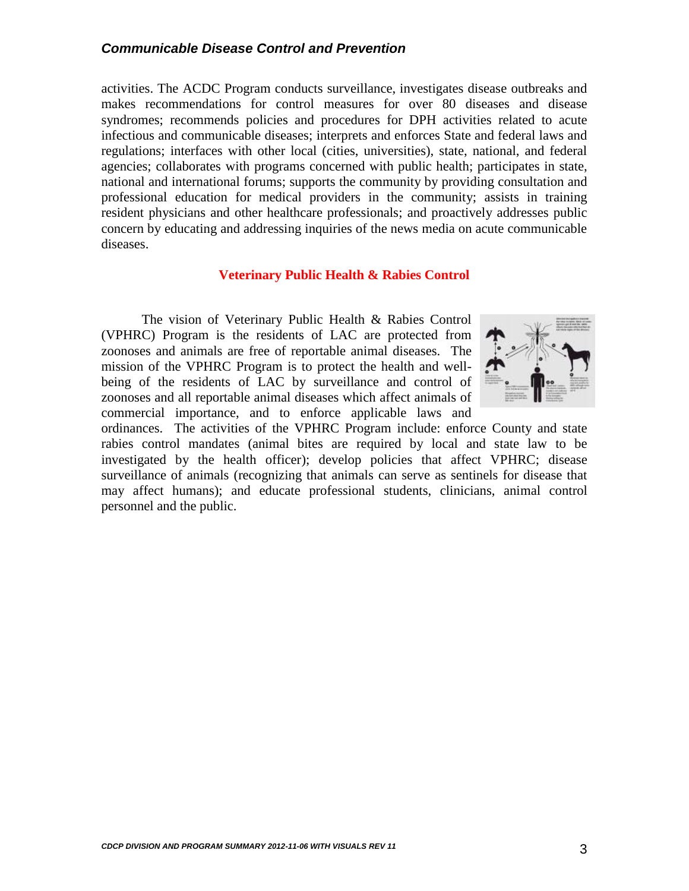activities. The ACDC Program conducts surveillance, investigates disease outbreaks and makes recommendations for control measures for over 80 diseases and disease syndromes; recommends policies and procedures for DPH activities related to acute infectious and communicable diseases; interprets and enforces State and federal laws and regulations; interfaces with other local (cities, universities), state, national, and federal agencies; collaborates with programs concerned with public health; participates in state, national and international forums; supports the community by providing consultation and professional education for medical providers in the community; assists in training resident physicians and other healthcare professionals; and proactively addresses public concern by educating and addressing inquiries of the news media on acute communicable diseases.

## Veterinary Public Health & Rabies Control

The vision of Veterinary Public Health & Rabies Control (VPHRC) Program is the residents of LAC are protected from zoonoses and animals are free of reportable animal diseases. The mission of the VPHRC Program is to protect the health and well-being of the residents of LAC by surveillance and control of zoonoses and all reportable animal diseases which affect animals of commercial importance, and to enforce applicable laws and ordinances. The activities of the VPHRC Program include: enforce County and state rabies control mandates (animal bites are required by local and state law to be investigated by the health officer); develop policies that affect VPHRC; disease surveillance of animals (recognizing that animals can serve as sentinels for disease that may affect humans); and educate professional students, clinicians, animal control personnel and the public.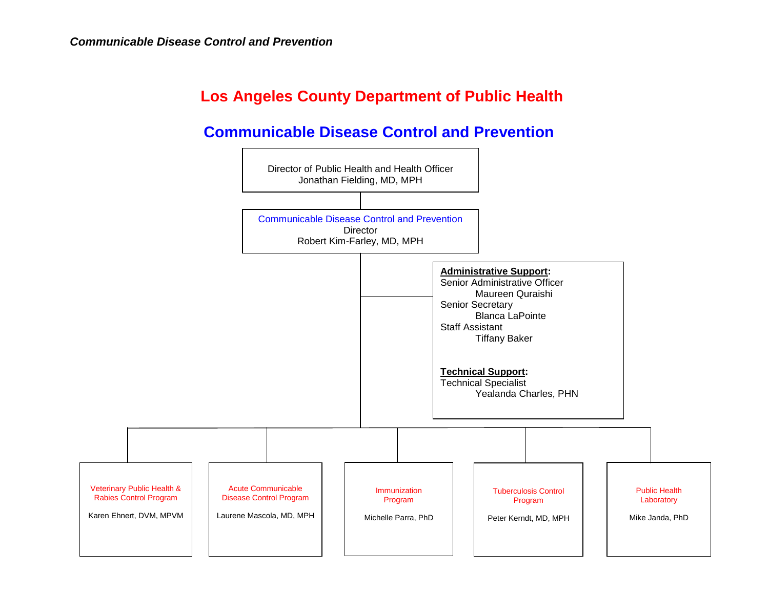# Los Angeles County Department of Public Health

## Communicable Disease Control and Prevention

Director of Public Health and Health Officer
Jonathan Fielding, MD, MPH

Communicable Disease Control and Prevention
Director
Robert Kim-Farley, MD, MPH

**Administrative Support:**
Senior Administrative Officer
Maureen Quraishi
Senior Secretary
Blanca LaPointe
Staff Assistant
Tiffany Baker

**Technical Support:**
Technical Specialist
Yealanda Charles, PHN

Veterinary Public Health & Rabies Control Program
Karen Ehnert, DVM, MPVM

Acute Communicable Disease Control Program
Laurene Mascola, MD, MPH

Immunization Program
Michelle Parra, PhD

Tuberculosis Control Program
Peter Kerndt, MD, MPH

Public Health Laboratory
Mike Janda, PhD